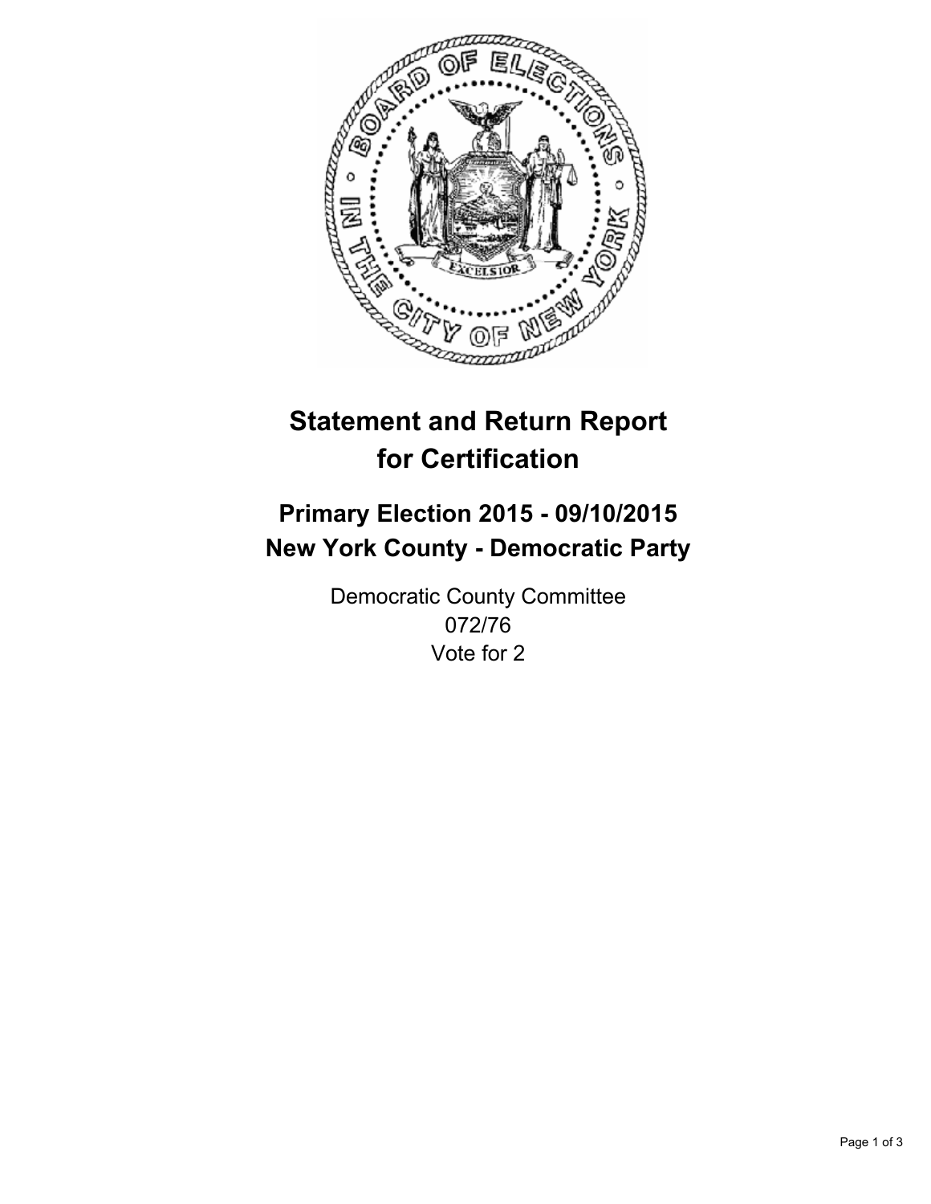# Statement and Return Report for Certification

## Primary Election 2015 - 09/10/2015
## New York County - Democratic Party

Democratic County Committee
072/76
Vote for 2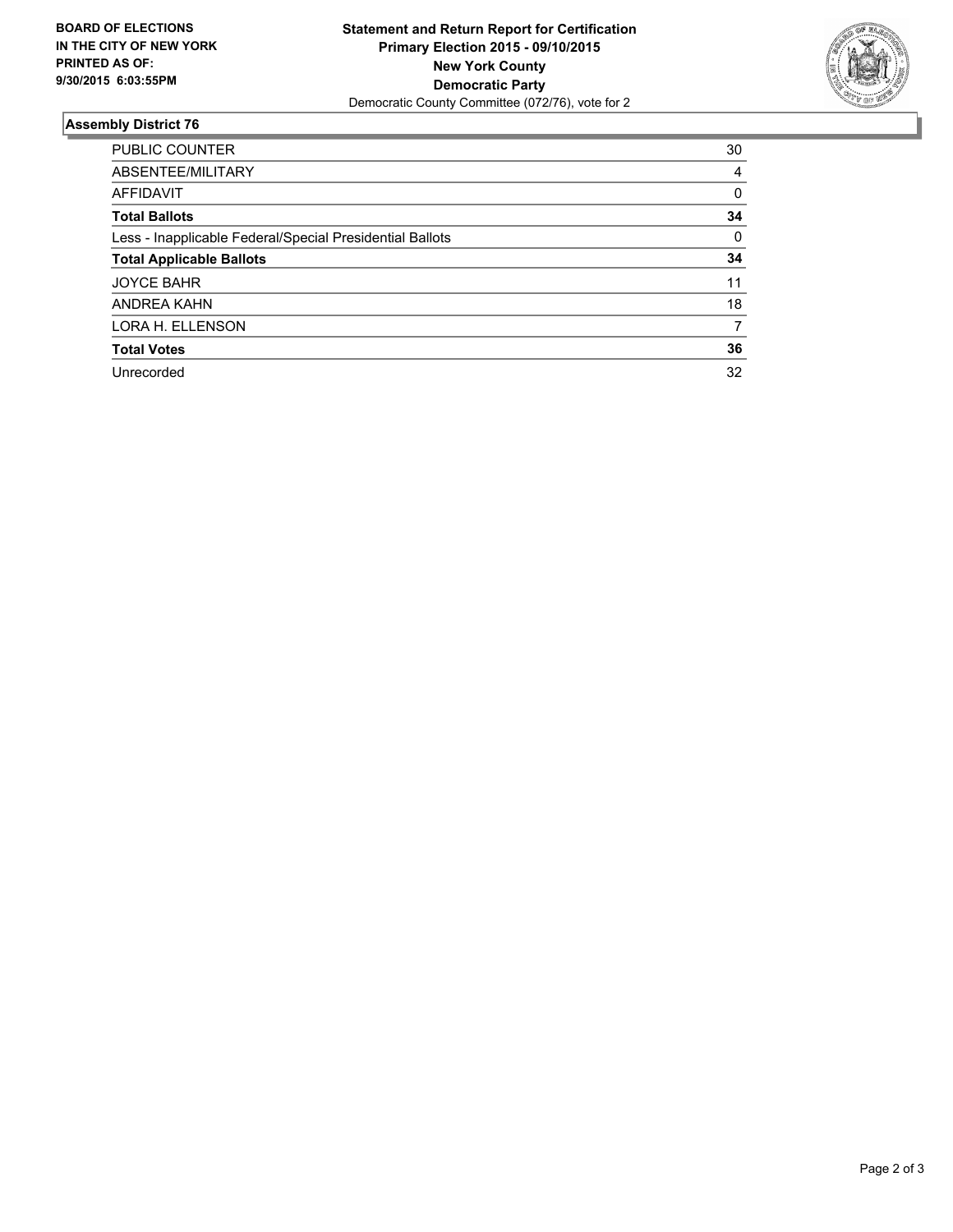**BOARD OF ELECTIONS IN THE CITY OF NEW YORK PRINTED AS OF: 9/30/2015 6:03:55PM**

**Statement and Return Report for Certification**
**Primary Election 2015 - 09/10/2015**
**New York County**
**Democratic Party**
Democratic County Committee (072/76), vote for 2

### Assembly District 76

| | |
|---|---|
| PUBLIC COUNTER | 30 |
| ABSENTEE/MILITARY | 4 |
| AFFIDAVIT | 0 |
| **Total Ballots** | **34** |
| Less - Inapplicable Federal/Special Presidential Ballots | 0 |
| **Total Applicable Ballots** | **34** |
| JOYCE BAHR | 11 |
| ANDREA KAHN | 18 |
| LORA H. ELLENSON | 7 |
| **Total Votes** | **36** |
| Unrecorded | 32 |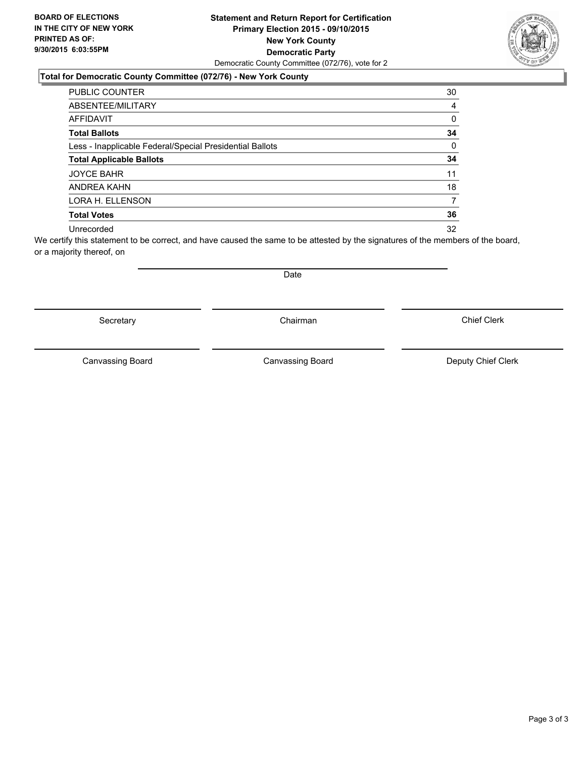**BOARD OF ELECTIONS IN THE CITY OF NEW YORK PRINTED AS OF: 9/30/2015 6:03:55PM**

**Statement and Return Report for Certification**
**Primary Election 2015 - 09/10/2015**
**New York County**
**Democratic Party**
Democratic County Committee (072/76), vote for 2

### Total for Democratic County Committee (072/76) - New York County

| | |
|---|---|
| PUBLIC COUNTER | 30 |
| ABSENTEE/MILITARY | 4 |
| AFFIDAVIT | 0 |
| **Total Ballots** | **34** |
| Less - Inapplicable Federal/Special Presidential Ballots | 0 |
| **Total Applicable Ballots** | **34** |
| JOYCE BAHR | 11 |
| ANDREA KAHN | 18 |
| LORA H. ELLENSON | 7 |
| **Total Votes** | **36** |
| Unrecorded | 32 |

We certify this statement to be correct, and have caused the same to be attested by the signatures of the members of the board, or a majority thereof, on

Date

Secretary | Chairman | Chief Clerk

Canvassing Board | Canvassing Board | Deputy Chief Clerk